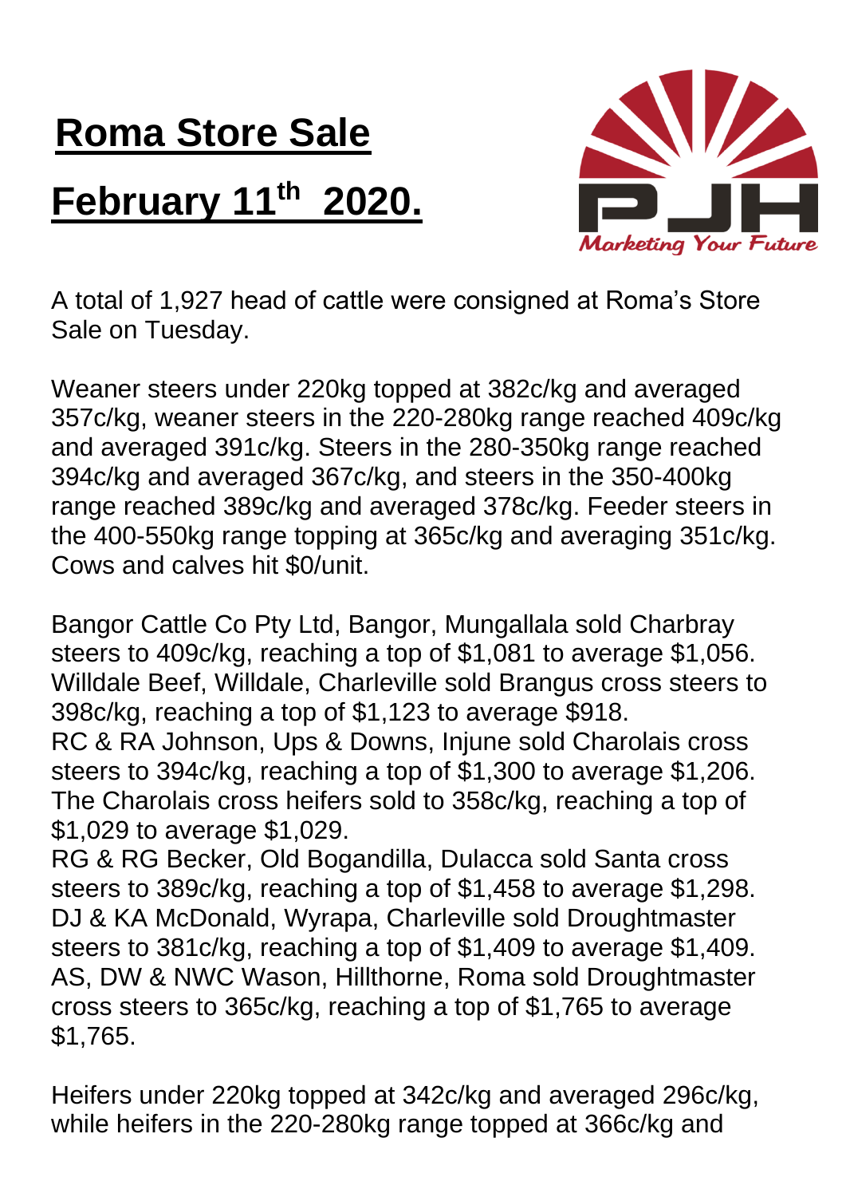# Roma Store Sale

# February 11th 2020.

Marketing Your Future

A total of 1,927 head of cattle were consigned at Roma's Store Sale on Tuesday.

Weaner steers under 220kg topped at 382c/kg and averaged 357c/kg, weaner steers in the 220-280kg range reached 409c/kg and averaged 391c/kg. Steers in the 280-350kg range reached 394c/kg and averaged 367c/kg, and steers in the 350-400kg range reached 389c/kg and averaged 378c/kg. Feeder steers in the 400-550kg range topping at 365c/kg and averaging 351c/kg. Cows and calves hit $0/unit.

Bangor Cattle Co Pty Ltd, Bangor, Mungallala sold Charbray steers to 409c/kg, reaching a top of $1,081 to average $1,056.
Willdale Beef, Willdale, Charleville sold Brangus cross steers to 398c/kg, reaching a top of $1,123 to average $918.
RC & RA Johnson, Ups & Downs, Injune sold Charolais cross steers to 394c/kg, reaching a top of $1,300 to average $1,206. The Charolais cross heifers sold to 358c/kg, reaching a top of $1,029 to average $1,029.
RG & RG Becker, Old Bogandilla, Dulacca sold Santa cross steers to 389c/kg, reaching a top of $1,458 to average $1,298.
DJ & KA McDonald, Wyrapa, Charleville sold Droughtmaster steers to 381c/kg, reaching a top of $1,409 to average $1,409.
AS, DW & NWC Wason, Hillthorne, Roma sold Droughtmaster cross steers to 365c/kg, reaching a top of $1,765 to average $1,765.

Heifers under 220kg topped at 342c/kg and averaged 296c/kg, while heifers in the 220-280kg range topped at 366c/kg and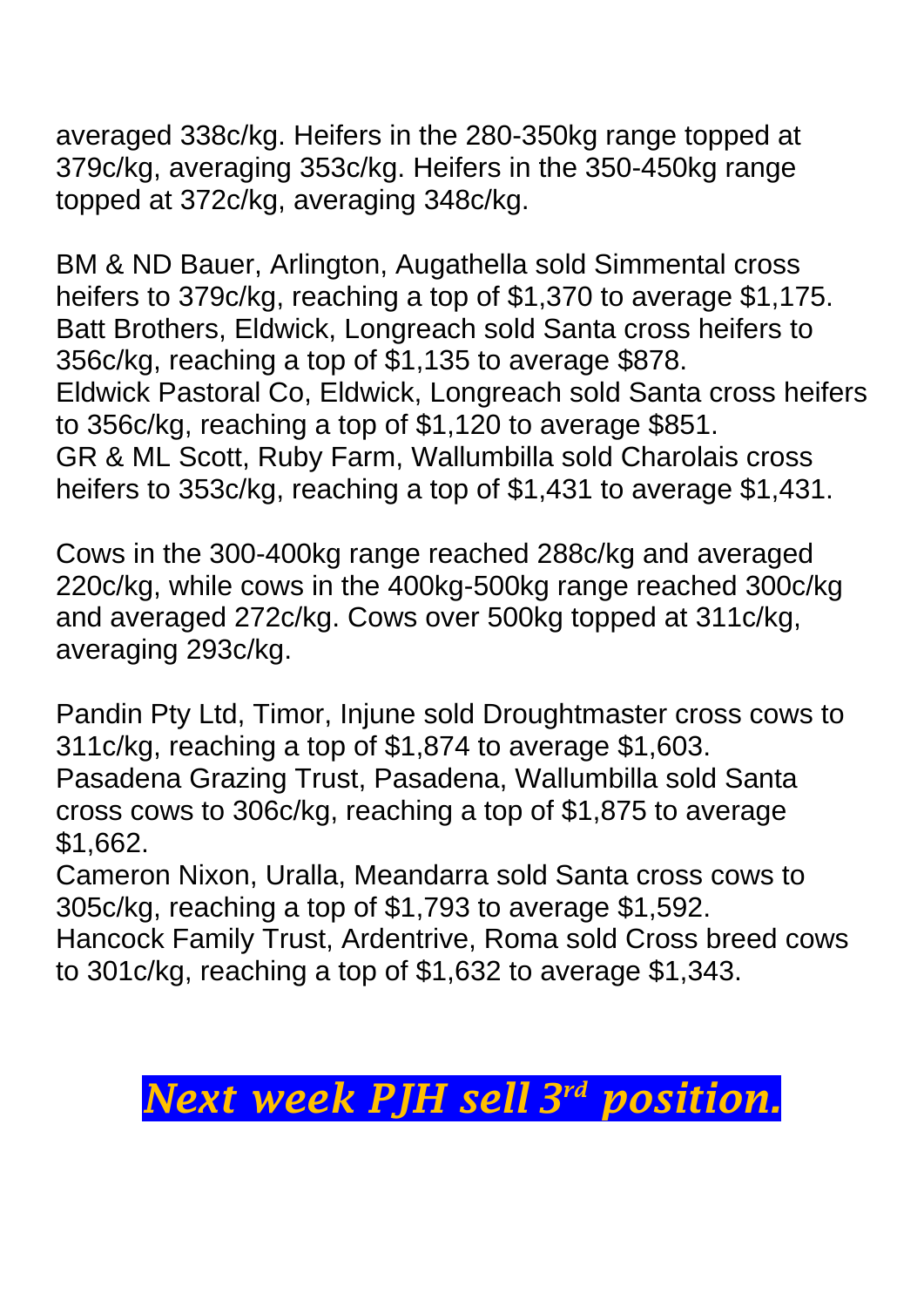averaged 338c/kg. Heifers in the 280-350kg range topped at 379c/kg, averaging 353c/kg. Heifers in the 350-450kg range topped at 372c/kg, averaging 348c/kg.

BM & ND Bauer, Arlington, Augathella sold Simmental cross heifers to 379c/kg, reaching a top of $1,370 to average $1,175.
Batt Brothers, Eldwick, Longreach sold Santa cross heifers to 356c/kg, reaching a top of $1,135 to average $878.
Eldwick Pastoral Co, Eldwick, Longreach sold Santa cross heifers to 356c/kg, reaching a top of $1,120 to average $851.
GR & ML Scott, Ruby Farm, Wallumbilla sold Charolais cross heifers to 353c/kg, reaching a top of $1,431 to average $1,431.

Cows in the 300-400kg range reached 288c/kg and averaged 220c/kg, while cows in the 400kg-500kg range reached 300c/kg and averaged 272c/kg. Cows over 500kg topped at 311c/kg, averaging 293c/kg.

Pandin Pty Ltd, Timor, Injune sold Droughtmaster cross cows to 311c/kg, reaching a top of $1,874 to average $1,603.
Pasadena Grazing Trust, Pasadena, Wallumbilla sold Santa cross cows to 306c/kg, reaching a top of $1,875 to average $1,662.
Cameron Nixon, Uralla, Meandarra sold Santa cross cows to 305c/kg, reaching a top of $1,793 to average $1,592.
Hancock Family Trust, Ardentrive, Roma sold Cross breed cows to 301c/kg, reaching a top of $1,632 to average $1,343.

***Next week PJH sell 3rd position.***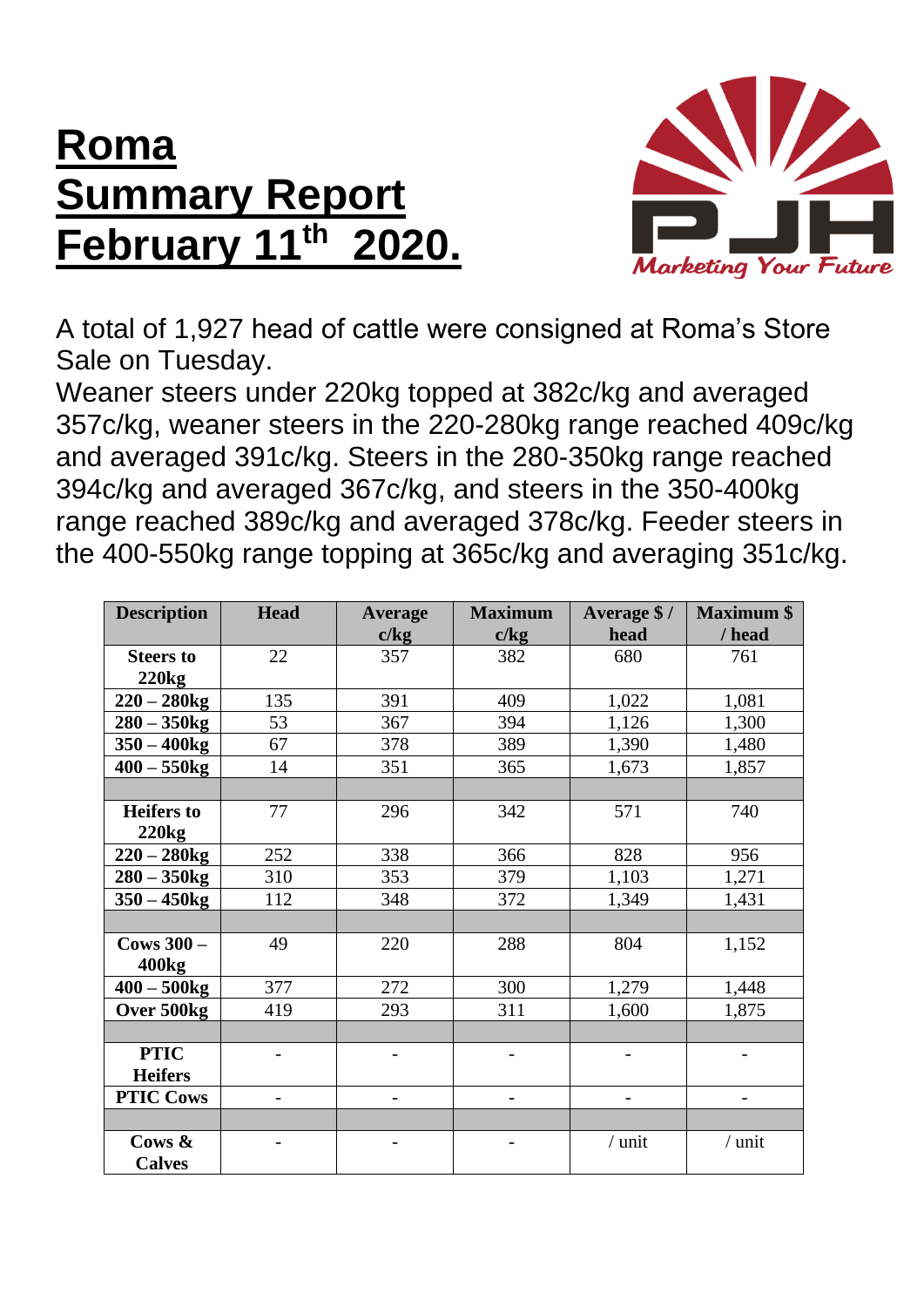# Roma Summary Report February 11th 2020.

Marketing Your Future

A total of 1,927 head of cattle were consigned at Roma's Store Sale on Tuesday.

Weaner steers under 220kg topped at 382c/kg and averaged 357c/kg, weaner steers in the 220-280kg range reached 409c/kg and averaged 391c/kg. Steers in the 280-350kg range reached 394c/kg and averaged 367c/kg, and steers in the 350-400kg range reached 389c/kg and averaged 378c/kg. Feeder steers in the 400-550kg range topping at 365c/kg and averaging 351c/kg.

| Description | Head | Average c/kg | Maximum c/kg | Average $ / head | Maximum $ / head |
|---|---|---|---|---|---|
| **Steers to 220kg** | 22 | 357 | 382 | 680 | 761 |
| **220 – 280kg** | 135 | 391 | 409 | 1,022 | 1,081 |
| **280 – 350kg** | 53 | 367 | 394 | 1,126 | 1,300 |
| **350 – 400kg** | 67 | 378 | 389 | 1,390 | 1,480 |
| **400 – 550kg** | 14 | 351 | 365 | 1,673 | 1,857 |
| | | | | | |
| **Heifers to 220kg** | 77 | 296 | 342 | 571 | 740 |
| **220 – 280kg** | 252 | 338 | 366 | 828 | 956 |
| **280 – 350kg** | 310 | 353 | 379 | 1,103 | 1,271 |
| **350 – 450kg** | 112 | 348 | 372 | 1,349 | 1,431 |
| | | | | | |
| **Cows 300 – 400kg** | 49 | 220 | 288 | 804 | 1,152 |
| **400 – 500kg** | 377 | 272 | 300 | 1,279 | 1,448 |
| **Over 500kg** | 419 | 293 | 311 | 1,600 | 1,875 |
| | | | | | |
| **PTIC Heifers** | - | - | - | - | - |
| **PTIC Cows** | - | - | - | - | - |
| | | | | | |
| **Cows & Calves** | - | - | - | / unit | / unit |